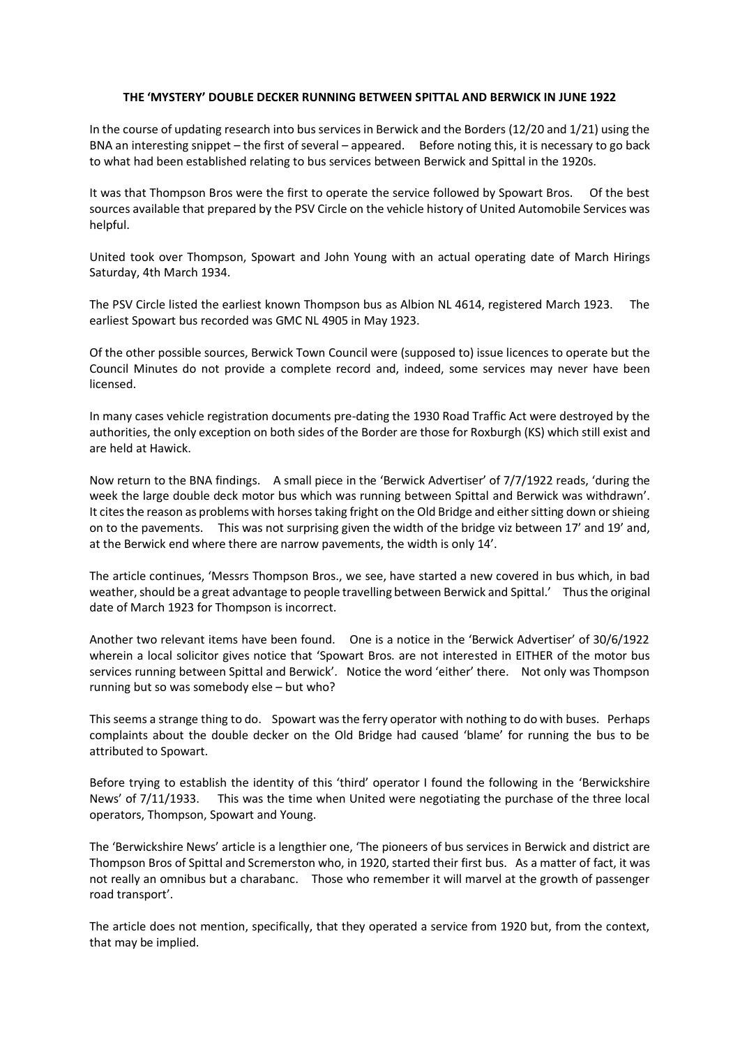# THE 'MYSTERY' DOUBLE DECKER RUNNING BETWEEN SPITTAL AND BERWICK IN JUNE 1922

In the course of updating research into bus services in Berwick and the Borders (12/20 and 1/21) using the BNA an interesting snippet – the first of several – appeared. Before noting this, it is necessary to go back to what had been established relating to bus services between Berwick and Spittal in the 1920s.

It was that Thompson Bros were the first to operate the service followed by Spowart Bros. Of the best sources available that prepared by the PSV Circle on the vehicle history of United Automobile Services was helpful.

United took over Thompson, Spowart and John Young with an actual operating date of March Hirings Saturday, 4th March 1934.

The PSV Circle listed the earliest known Thompson bus as Albion NL 4614, registered March 1923. The earliest Spowart bus recorded was GMC NL 4905 in May 1923.

Of the other possible sources, Berwick Town Council were (supposed to) issue licences to operate but the Council Minutes do not provide a complete record and, indeed, some services may never have been licensed.

In many cases vehicle registration documents pre-dating the 1930 Road Traffic Act were destroyed by the authorities, the only exception on both sides of the Border are those for Roxburgh (KS) which still exist and are held at Hawick.

Now return to the BNA findings. A small piece in the 'Berwick Advertiser' of 7/7/1922 reads, 'during the week the large double deck motor bus which was running between Spittal and Berwick was withdrawn'. It cites the reason as problems with horses taking fright on the Old Bridge and either sitting down or shieing on to the pavements. This was not surprising given the width of the bridge viz between 17' and 19' and, at the Berwick end where there are narrow pavements, the width is only 14'.

The article continues, 'Messrs Thompson Bros., we see, have started a new covered in bus which, in bad weather, should be a great advantage to people travelling between Berwick and Spittal.' Thus the original date of March 1923 for Thompson is incorrect.

Another two relevant items have been found. One is a notice in the 'Berwick Advertiser' of 30/6/1922 wherein a local solicitor gives notice that 'Spowart Bros. are not interested in EITHER of the motor bus services running between Spittal and Berwick'. Notice the word 'either' there. Not only was Thompson running but so was somebody else – but who?

This seems a strange thing to do. Spowart was the ferry operator with nothing to do with buses. Perhaps complaints about the double decker on the Old Bridge had caused 'blame' for running the bus to be attributed to Spowart.

Before trying to establish the identity of this 'third' operator I found the following in the 'Berwickshire News' of 7/11/1933. This was the time when United were negotiating the purchase of the three local operators, Thompson, Spowart and Young.

The 'Berwickshire News' article is a lengthier one, 'The pioneers of bus services in Berwick and district are Thompson Bros of Spittal and Scremerston who, in 1920, started their first bus. As a matter of fact, it was not really an omnibus but a charabanc. Those who remember it will marvel at the growth of passenger road transport'.

The article does not mention, specifically, that they operated a service from 1920 but, from the context, that may be implied.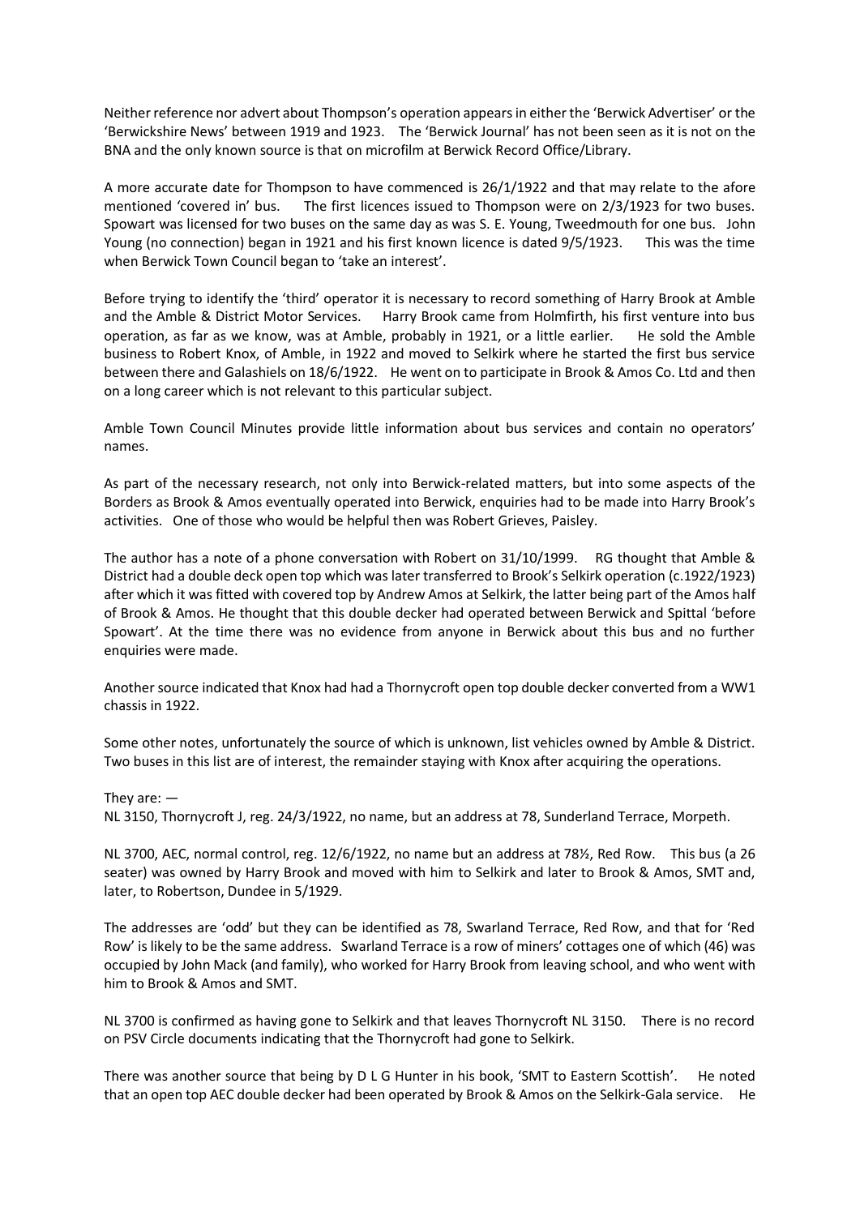Neither reference nor advert about Thompson's operation appears in either the 'Berwick Advertiser' or the 'Berwickshire News' between 1919 and 1923. The 'Berwick Journal' has not been seen as it is not on the BNA and the only known source is that on microfilm at Berwick Record Office/Library.

A more accurate date for Thompson to have commenced is 26/1/1922 and that may relate to the afore mentioned 'covered in' bus. The first licences issued to Thompson were on 2/3/1923 for two buses. Spowart was licensed for two buses on the same day as was S. E. Young, Tweedmouth for one bus. John Young (no connection) began in 1921 and his first known licence is dated 9/5/1923. This was the time when Berwick Town Council began to 'take an interest'.

Before trying to identify the 'third' operator it is necessary to record something of Harry Brook at Amble and the Amble & District Motor Services. Harry Brook came from Holmfirth, his first venture into bus operation, as far as we know, was at Amble, probably in 1921, or a little earlier. He sold the Amble business to Robert Knox, of Amble, in 1922 and moved to Selkirk where he started the first bus service between there and Galashiels on 18/6/1922. He went on to participate in Brook & Amos Co. Ltd and then on a long career which is not relevant to this particular subject.

Amble Town Council Minutes provide little information about bus services and contain no operators' names.

As part of the necessary research, not only into Berwick-related matters, but into some aspects of the Borders as Brook & Amos eventually operated into Berwick, enquiries had to be made into Harry Brook's activities. One of those who would be helpful then was Robert Grieves, Paisley.

The author has a note of a phone conversation with Robert on 31/10/1999. RG thought that Amble & District had a double deck open top which was later transferred to Brook's Selkirk operation (c.1922/1923) after which it was fitted with covered top by Andrew Amos at Selkirk, the latter being part of the Amos half of Brook & Amos. He thought that this double decker had operated between Berwick and Spittal 'before Spowart'. At the time there was no evidence from anyone in Berwick about this bus and no further enquiries were made.

Another source indicated that Knox had had a Thornycroft open top double decker converted from a WW1 chassis in 1922.

Some other notes, unfortunately the source of which is unknown, list vehicles owned by Amble & District. Two buses in this list are of interest, the remainder staying with Knox after acquiring the operations.

They are: —

NL 3150, Thornycroft J, reg. 24/3/1922, no name, but an address at 78, Sunderland Terrace, Morpeth.

NL 3700, AEC, normal control, reg. 12/6/1922, no name but an address at 78½, Red Row. This bus (a 26 seater) was owned by Harry Brook and moved with him to Selkirk and later to Brook & Amos, SMT and, later, to Robertson, Dundee in 5/1929.

The addresses are 'odd' but they can be identified as 78, Swarland Terrace, Red Row, and that for 'Red Row' is likely to be the same address. Swarland Terrace is a row of miners' cottages one of which (46) was occupied by John Mack (and family), who worked for Harry Brook from leaving school, and who went with him to Brook & Amos and SMT.

NL 3700 is confirmed as having gone to Selkirk and that leaves Thornycroft NL 3150. There is no record on PSV Circle documents indicating that the Thornycroft had gone to Selkirk.

There was another source that being by D L G Hunter in his book, 'SMT to Eastern Scottish'. He noted that an open top AEC double decker had been operated by Brook & Amos on the Selkirk-Gala service. He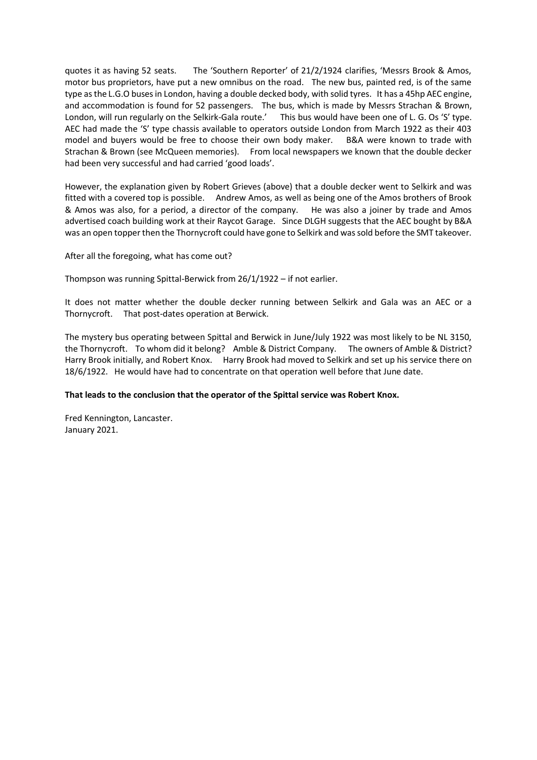quotes it as having 52 seats. The 'Southern Reporter' of 21/2/1924 clarifies, 'Messrs Brook & Amos, motor bus proprietors, have put a new omnibus on the road. The new bus, painted red, is of the same type as the L.G.O buses in London, having a double decked body, with solid tyres. It has a 45hp AEC engine, and accommodation is found for 52 passengers. The bus, which is made by Messrs Strachan & Brown, London, will run regularly on the Selkirk-Gala route.' This bus would have been one of L. G. Os 'S' type. AEC had made the 'S' type chassis available to operators outside London from March 1922 as their 403 model and buyers would be free to choose their own body maker. B&A were known to trade with Strachan & Brown (see McQueen memories). From local newspapers we known that the double decker had been very successful and had carried 'good loads'.

However, the explanation given by Robert Grieves (above) that a double decker went to Selkirk and was fitted with a covered top is possible. Andrew Amos, as well as being one of the Amos brothers of Brook & Amos was also, for a period, a director of the company. He was also a joiner by trade and Amos advertised coach building work at their Raycot Garage. Since DLGH suggests that the AEC bought by B&A was an open topper then the Thornycroft could have gone to Selkirk and was sold before the SMT takeover.

After all the foregoing, what has come out?

Thompson was running Spittal-Berwick from 26/1/1922 – if not earlier.

It does not matter whether the double decker running between Selkirk and Gala was an AEC or a Thornycroft. That post-dates operation at Berwick.

The mystery bus operating between Spittal and Berwick in June/July 1922 was most likely to be NL 3150, the Thornycroft. To whom did it belong? Amble & District Company. The owners of Amble & District? Harry Brook initially, and Robert Knox. Harry Brook had moved to Selkirk and set up his service there on 18/6/1922. He would have had to concentrate on that operation well before that June date.

**That leads to the conclusion that the operator of the Spittal service was Robert Knox.**

Fred Kennington, Lancaster.
January 2021.